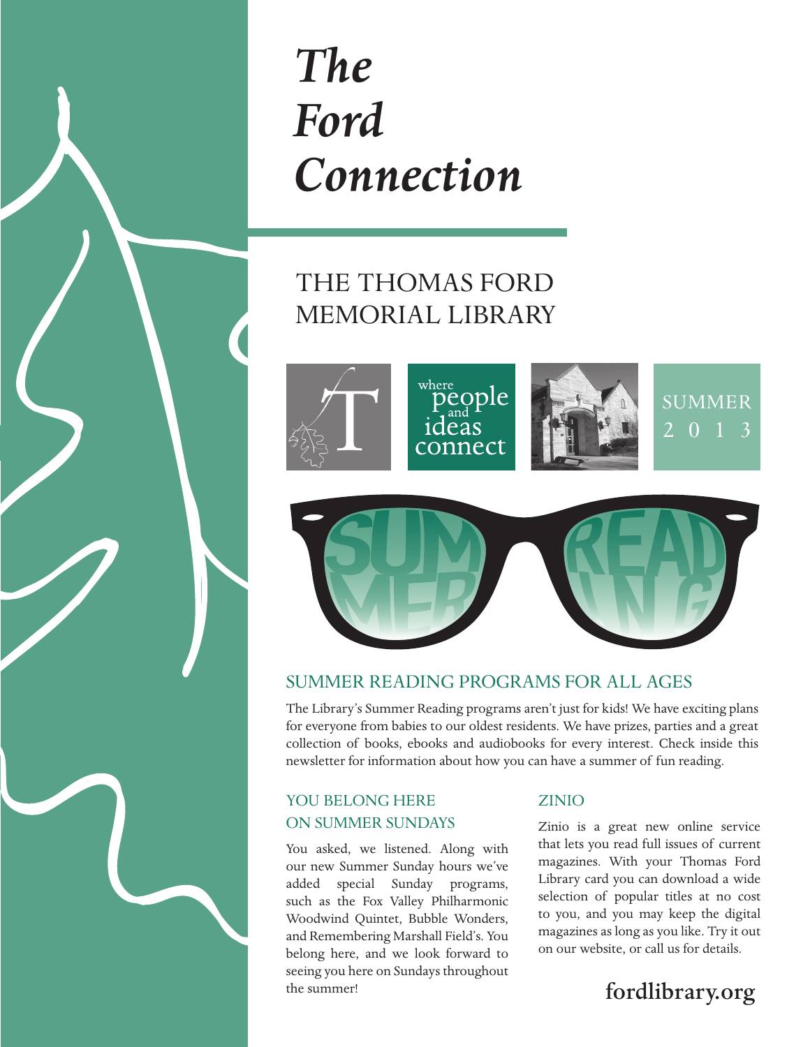# *The Ford Connection*

## THE THOMAS FORD MEMORIAL LIBRARY

where people and ideas connect

SUMMER 2013

SUMMER READING

## SUMMER READING PROGRAMS FOR ALL AGES

The Library's Summer Reading programs aren't just for kids! We have exciting plans for everyone from babies to our oldest residents. We have prizes, parties and a great collection of books, ebooks and audiobooks for every interest. Check inside this newsletter for information about how you can have a summer of fun reading.

### YOU BELONG HERE ON SUMMER SUNDAYS

You asked, we listened. Along with our new Summer Sunday hours we've added special Sunday programs, such as the Fox Valley Philharmonic Woodwind Quintet, Bubble Wonders, and Remembering Marshall Field's. You belong here, and we look forward to seeing you here on Sundays throughout the summer!

### ZINIO

Zinio is a great new online service that lets you read full issues of current magazines. With your Thomas Ford Library card you can download a wide selection of popular titles at no cost to you, and you may keep the digital magazines as long as you like. Try it out on our website, or call us for details.

**fordlibrary.org**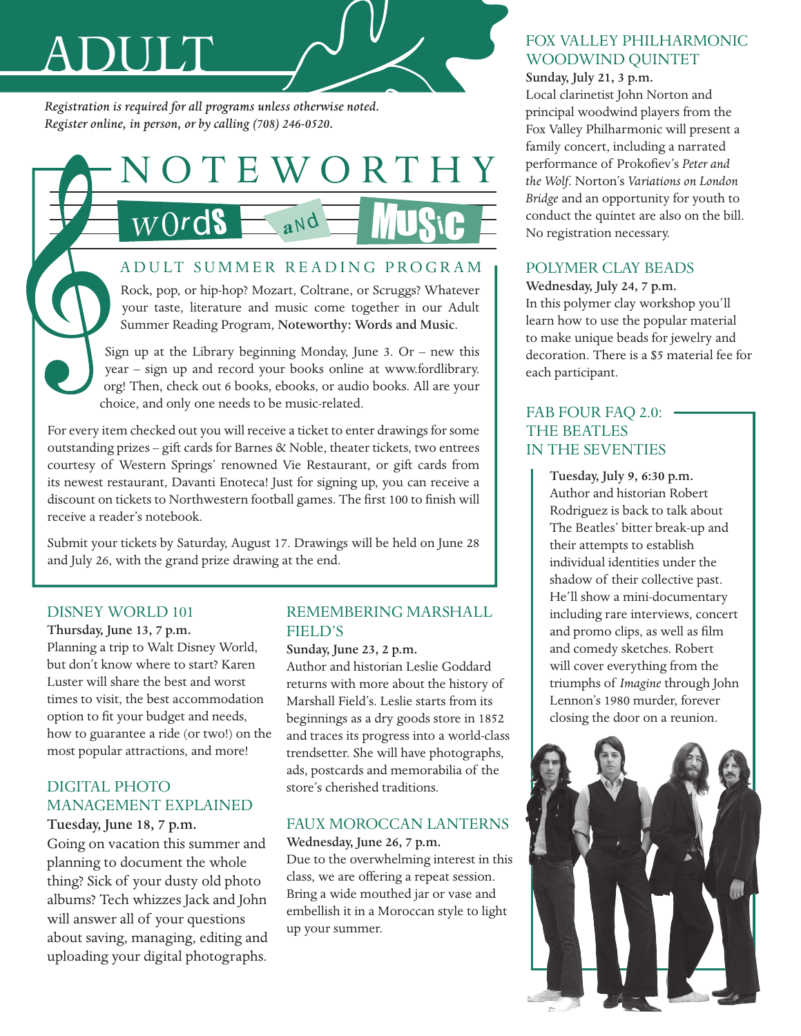# ADULT

*Registration is required for all programs unless otherwise noted. Register online, in person, or by calling (708) 246-0520.*

## NOTEWORTHY Words and Music

### ADULT SUMMER READING PROGRAM

Rock, pop, or hip-hop? Mozart, Coltrane, or Scruggs? Whatever your taste, literature and music come together in our Adult Summer Reading Program, **Noteworthy: Words and Music**.

Sign up at the Library beginning Monday, June 3. Or – new this year – sign up and record your books online at www.fordlibrary.org! Then, check out 6 books, ebooks, or audio books. All are your choice, and only one needs to be music-related.

For every item checked out you will receive a ticket to enter drawings for some outstanding prizes – gift cards for Barnes & Noble, theater tickets, two entrees courtesy of Western Springs' renowned Vie Restaurant, or gift cards from its newest restaurant, Davanti Enoteca! Just for signing up, you can receive a discount on tickets to Northwestern football games. The first 100 to finish will receive a reader's notebook.

Submit your tickets by Saturday, August 17. Drawings will be held on June 28 and July 26, with the grand prize drawing at the end.

### DISNEY WORLD 101

**Thursday, June 13, 7 p.m.**

Planning a trip to Walt Disney World, but don't know where to start? Karen Luster will share the best and worst times to visit, the best accommodation option to fit your budget and needs, how to guarantee a ride (or two!) on the most popular attractions, and more!

### DIGITAL PHOTO MANAGEMENT EXPLAINED

**Tuesday, June 18, 7 p.m.**

Going on vacation this summer and planning to document the whole thing? Sick of your dusty old photo albums? Tech whizzes Jack and John will answer all of your questions about saving, managing, editing and uploading your digital photographs.

### REMEMBERING MARSHALL FIELD'S

**Sunday, June 23, 2 p.m.**

Author and historian Leslie Goddard returns with more about the history of Marshall Field's. Leslie starts from its beginnings as a dry goods store in 1852 and traces its progress into a world-class trendsetter. She will have photographs, ads, postcards and memorabilia of the store's cherished traditions.

### FAUX MOROCCAN LANTERNS

**Wednesday, June 26, 7 p.m.**

Due to the overwhelming interest in this class, we are offering a repeat session. Bring a wide mouthed jar or vase and embellish it in a Moroccan style to light up your summer.

### FOX VALLEY PHILHARMONIC WOODWIND QUINTET

**Sunday, July 21, 3 p.m.**

Local clarinetist John Norton and principal woodwind players from the Fox Valley Philharmonic will present a family concert, including a narrated performance of Prokofiev's *Peter and the Wolf*. Norton's *Variations on London Bridge* and an opportunity for youth to conduct the quintet are also on the bill. No registration necessary.

### POLYMER CLAY BEADS

**Wednesday, July 24, 7 p.m.**

In this polymer clay workshop you'll learn how to use the popular material to make unique beads for jewelry and decoration. There is a $5 material fee for each participant.

### FAB FOUR FAQ 2.0: THE BEATLES IN THE SEVENTIES

**Tuesday, July 9, 6:30 p.m.**

Author and historian Robert Rodriguez is back to talk about The Beatles' bitter break-up and their attempts to establish individual identities under the shadow of their collective past. He'll show a mini-documentary including rare interviews, concert and promo clips, as well as film and comedy sketches. Robert will cover everything from the triumphs of *Imagine* through John Lennon's 1980 murder, forever closing the door on a reunion.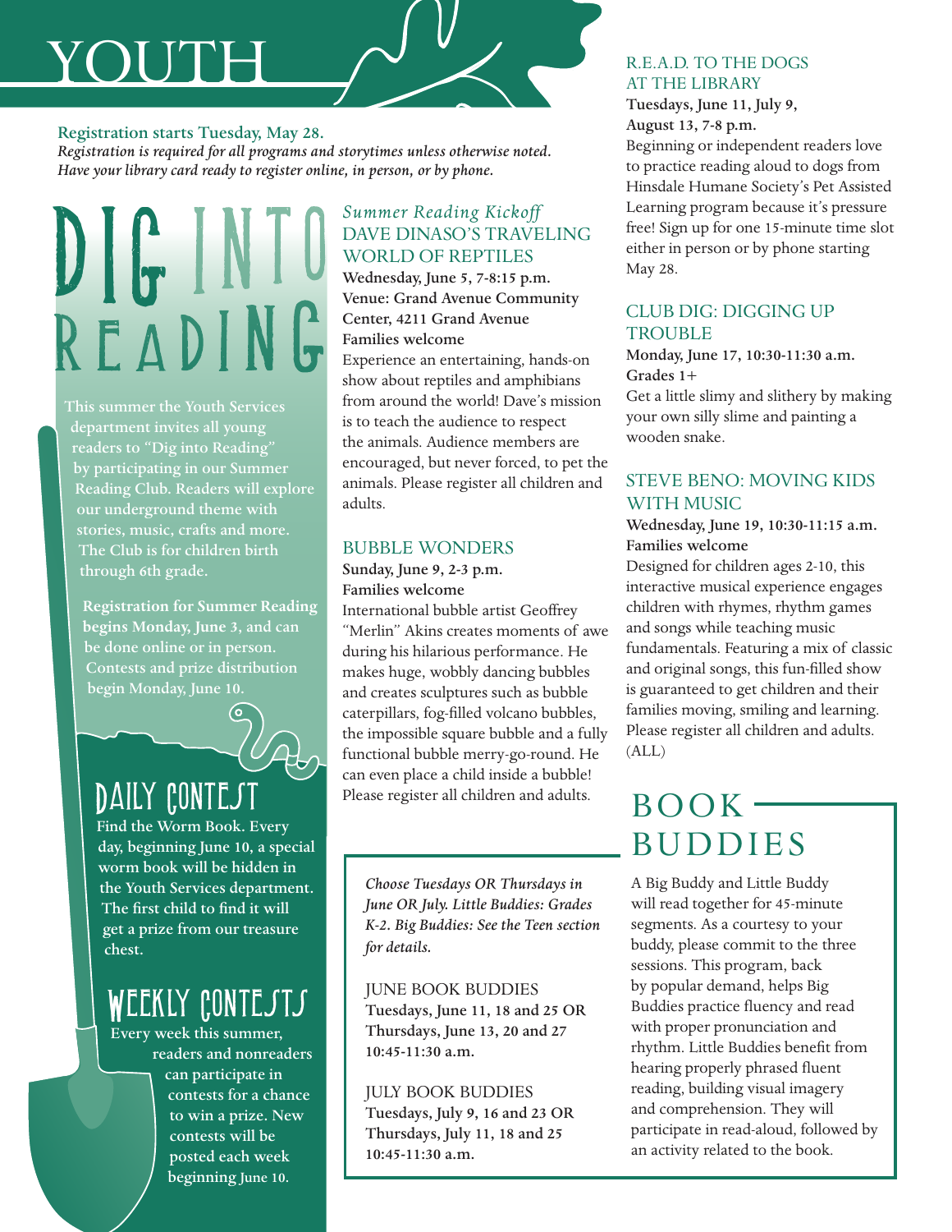# YOUTH

**Registration starts Tuesday, May 28.**
*Registration is required for all programs and storytimes unless noted otherwise noted. Have your library card ready to register online, in person, or by phone.*

## DIG INTO READING

This summer the Youth Services department invites all young readers to "Dig into Reading" by participating in our Summer Reading Club. Readers will explore our underground theme with stories, music, crafts and more. The Club is for children birth through 6th grade.

**Registration for Summer Reading begins Monday, June 3, and can be done online or in person. Contests and prize distribution begin Monday, June 10.**

### DAILY CONTEST

**Find the Worm Book. Every day, beginning June 10, a special worm book will be hidden in the Youth Services department. The first child to find it will get a prize from our treasure chest.**

### WEEKLY CONTESTS

**Every week this summer, readers and nonreaders can participate in contests for a chance to win a prize. New contests will be posted each week beginning June 10.**

### *Summer Reading Kickoff*
### DAVE DINASO'S TRAVELING WORLD OF REPTILES

**Wednesday, June 5, 7-8:15 p.m.**
**Venue: Grand Avenue Community Center, 4211 Grand Avenue**
**Families welcome**

Experience an entertaining, hands-on show about reptiles and amphibians from around the world! Dave's mission is to teach the audience to respect the animals. Audience members are encouraged, but never forced, to pet the animals. Please register all children and adults.

### BUBBLE WONDERS

**Sunday, June 9, 2-3 p.m.**
**Families welcome**

International bubble artist Geoffrey "Merlin" Akins creates moments of awe during his hilarious performance. He makes huge, wobbly dancing bubbles and creates sculptures such as bubble caterpillars, fog-filled volcano bubbles, the impossible square bubble and a fully functional bubble merry-go-round. He can even place a child inside a bubble! Please register all children and adults.

### R.E.A.D. TO THE DOGS AT THE LIBRARY

**Tuesdays, June 11, July 9, August 13, 7-8 p.m.**

Beginning or independent readers love to practice reading aloud to dogs from Hinsdale Humane Society's Pet Assisted Learning program because it's pressure free! Sign up for one 15-minute time slot either in person or by phone starting May 28.

### CLUB DIG: DIGGING UP TROUBLE

**Monday, June 17, 10:30-11:30 a.m.**
**Grades 1+**

Get a little slimy and slithery by making your own silly slime and painting a wooden snake.

### STEVE BENO: MOVING KIDS WITH MUSIC

**Wednesday, June 19, 10:30-11:15 a.m.**
**Families welcome**

Designed for children ages 2-10, this interactive musical experience engages children with rhymes, rhythm games and songs while teaching music fundamentals. Featuring a mix of classic and original songs, this fun-filled show is guaranteed to get children and their families moving, smiling and learning. Please register all children and adults. (ALL)

## BOOK BUDDIES

A Big Buddy and Little Buddy will read together for 45-minute segments. As a courtesy to your buddy, please commit to the three sessions. This program, back by popular demand, helps Big Buddies practice fluency and read with proper pronunciation and rhythm. Little Buddies benefit from hearing properly phrased fluent reading, building visual imagery and comprehension. They will participate in read-aloud, followed by an activity related to the book.

*Choose Tuesdays OR Thursdays in June OR July. Little Buddies: Grades K-2. Big Buddies: See the Teen section for details.*

### JUNE BOOK BUDDIES

**Tuesdays, June 11, 18 and 25 OR Thursdays, June 13, 20 and 27 10:45-11:30 a.m.**

### JULY BOOK BUDDIES

**Tuesdays, July 9, 16 and 23 OR Thursdays, July 11, 18 and 25 10:45-11:30 a.m.**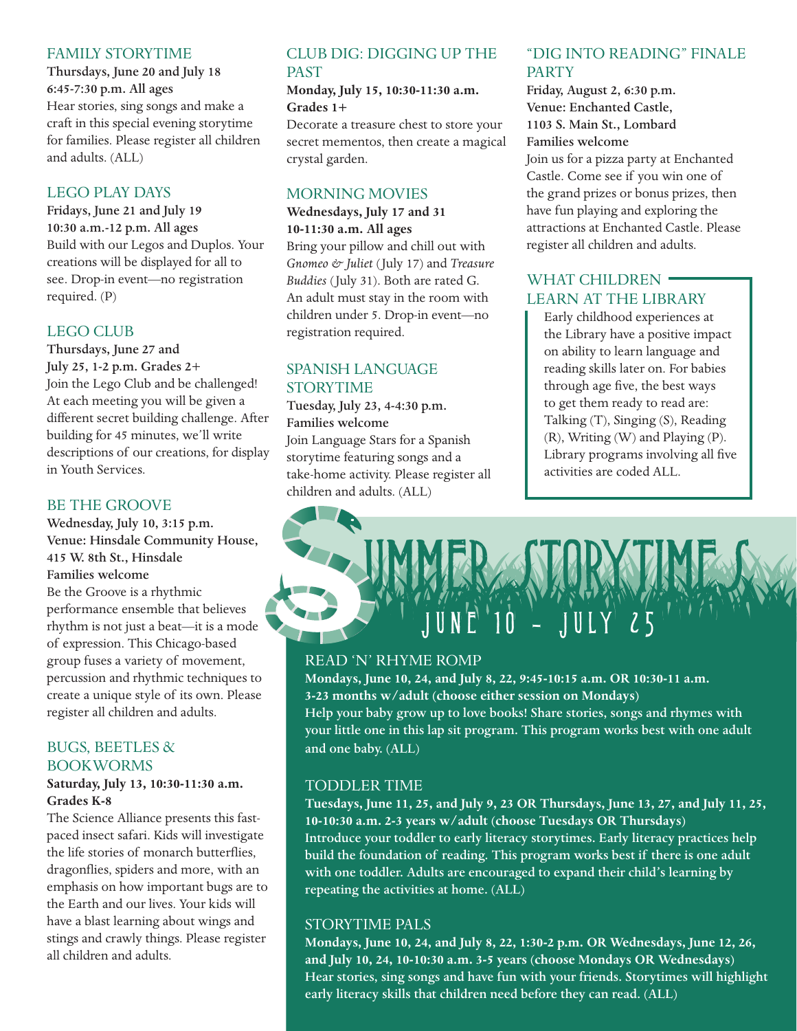## FAMILY STORYTIME

**Thursdays, June 20 and July 18**
**6:45-7:30 p.m. All ages**
Hear stories, sing songs and make a craft in this special evening storytime for families. Please register all children and adults. (ALL)

## LEGO PLAY DAYS

**Fridays, June 21 and July 19**
**10:30 a.m.-12 p.m. All ages**
Build with our Legos and Duplos. Your creations will be displayed for all to see. Drop-in event—no registration required. (P)

## LEGO CLUB

**Thursdays, June 27 and July 25, 1-2 p.m. Grades 2+**
Join the Lego Club and be challenged! At each meeting you will be given a different secret building challenge. After building for 45 minutes, we'll write descriptions of our creations, for display in Youth Services.

## BE THE GROOVE

**Wednesday, July 10, 3:15 p.m.**
**Venue: Hinsdale Community House, 415 W. 8th St., Hinsdale**
**Families welcome**
Be the Groove is a rhythmic performance ensemble that believes rhythm is not just a beat—it is a mode of expression. This Chicago-based group fuses a variety of movement, percussion and rhythmic techniques to create a unique style of its own. Please register all children and adults.

## BUGS, BEETLES & BOOKWORMS

**Saturday, July 13, 10:30-11:30 a.m.**
**Grades K-8**
The Science Alliance presents this fast-paced insect safari. Kids will investigate the life stories of monarch butterflies, dragonflies, spiders and more, with an emphasis on how important bugs are to the Earth and our lives. Your kids will have a blast learning about wings and stings and crawly things. Please register all children and adults.

## CLUB DIG: DIGGING UP THE PAST

**Monday, July 15, 10:30-11:30 a.m.**
**Grades 1+**
Decorate a treasure chest to store your secret mementos, then create a magical crystal garden.

## MORNING MOVIES

**Wednesdays, July 17 and 31**
**10-11:30 a.m. All ages**
Bring your pillow and chill out with *Gnomeo & Juliet* (July 17) and *Treasure Buddies* (July 31). Both are rated G. An adult must stay in the room with children under 5. Drop-in event—no registration required.

## SPANISH LANGUAGE STORYTIME

**Tuesday, July 23, 4-4:30 p.m.**
**Families welcome**
Join Language Stars for a Spanish storytime featuring songs and a take-home activity. Please register all children and adults. (ALL)

## "DIG INTO READING" FINALE PARTY

**Friday, August 2, 6:30 p.m.**
**Venue: Enchanted Castle, 1103 S. Main St., Lombard**
**Families welcome**
Join us for a pizza party at Enchanted Castle. Come see if you win one of the grand prizes or bonus prizes, then have fun playing and exploring the attractions at Enchanted Castle. Please register all children and adults.

## WHAT CHILDREN LEARN AT THE LIBRARY

Early childhood experiences at the Library have a positive impact on ability to learn language and reading skills later on. For babies through age five, the best ways to get them ready to read are: Talking (T), Singing (S), Reading (R), Writing (W) and Playing (P). Library programs involving all five activities are coded ALL.

# SUMMER STORYTIMES

## JUNE 10 – JULY 25

### READ 'N' RHYME ROMP

**Mondays, June 10, 24, and July 8, 22, 9:45-10:15 a.m. OR 10:30-11 a.m.**
**3-23 months w/adult (choose either session on Mondays)**
Help your baby grow up to love books! Share stories, songs and rhymes with your little one in this lap sit program. This program works best with one adult and one baby. (ALL)

### TODDLER TIME

**Tuesdays, June 11, 25, and July 9, 23 OR Thursdays, June 13, 27, and July 11, 25, 10-10:30 a.m. 2-3 years w/adult (choose Tuesdays OR Thursdays)**
Introduce your toddler to early literacy storytimes. Early literacy practices help build the foundation of reading. This program works best if there is one adult with one toddler. Adults are encouraged to expand their child's learning by repeating the activities at home. (ALL)

### STORYTIME PALS

**Mondays, June 10, 24, and July 8, 22, 1:30-2 p.m. OR Wednesdays, June 12, 26, and July 10, 24, 10-10:30 a.m. 3-5 years (choose Mondays OR Wednesdays)**
Hear stories, sing songs and have fun with your friends. Storytimes will highlight early literacy skills that children need before they can read. (ALL)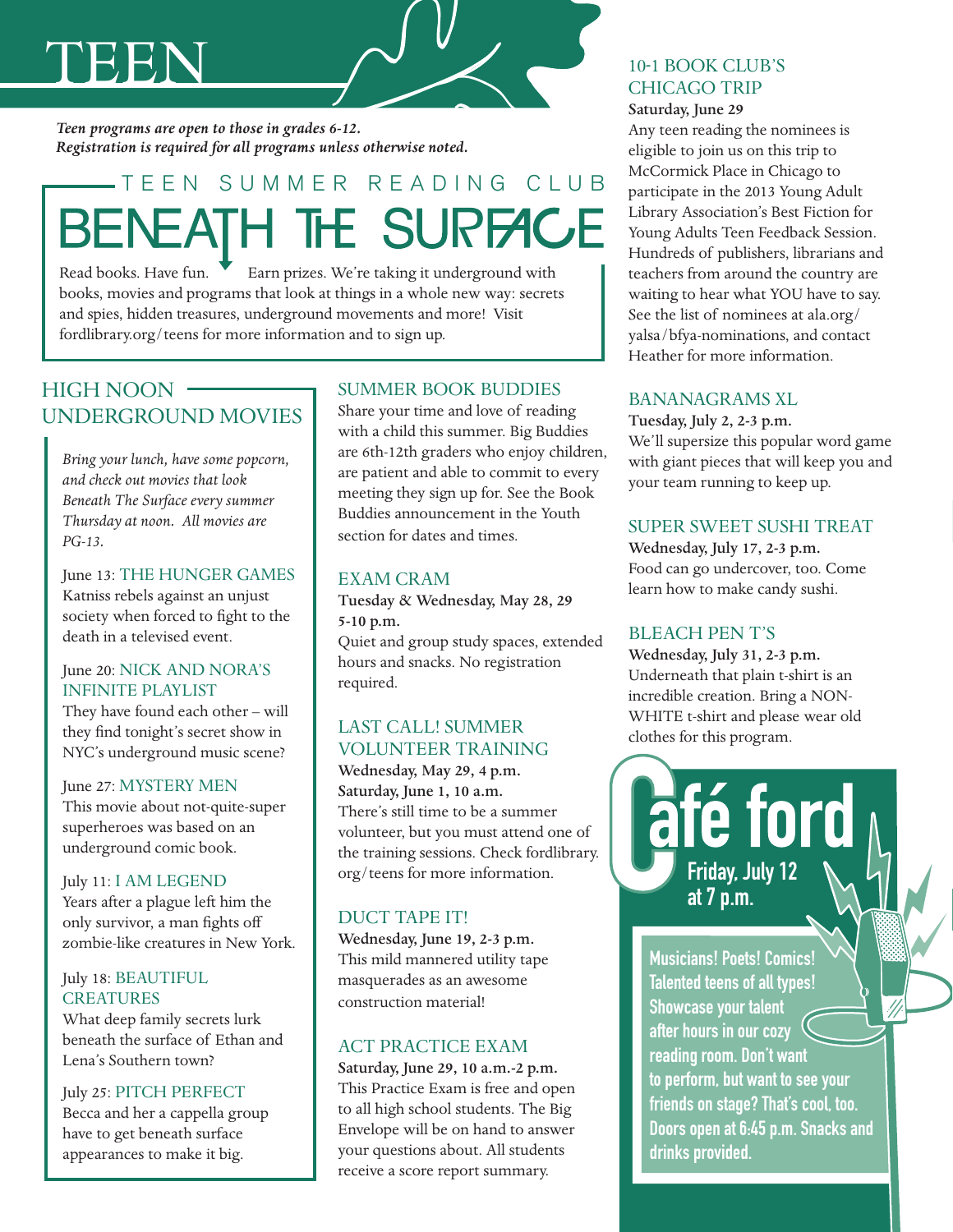# TEEN

*Teen programs are open to those in grades 6-12.*
*Registration is required for all programs unless otherwise noted.*

## TEEN SUMMER READING CLUB
## BENEATH THE SURFACE

Read books. Have fun. Earn prizes. We're taking it underground with books, movies and programs that look at things in a whole new way: secrets and spies, hidden treasures, underground movements and more! Visit fordlibrary.org/teens for more information and to sign up.

### HIGH NOON UNDERGROUND MOVIES

*Bring your lunch, have some popcorn, and check out movies that look Beneath The Surface every summer Thursday at noon. All movies are PG-13.*

June 13: THE HUNGER GAMES
Katniss rebels against an unjust society when forced to fight to the death in a televised event.

June 20: NICK AND NORA'S INFINITE PLAYLIST
They have found each other – will they find tonight's secret show in NYC's underground music scene?

June 27: MYSTERY MEN
This movie about not-quite-super superheroes was based on an underground comic book.

July 11: I AM LEGEND
Years after a plague left him the only survivor, a man fights off zombie-like creatures in New York.

July 18: BEAUTIFUL CREATURES
What deep family secrets lurk beneath the surface of Ethan and Lena's Southern town?

July 25: PITCH PERFECT
Becca and her a cappella group have to get beneath surface appearances to make it big.

### SUMMER BOOK BUDDIES

Share your time and love of reading with a child this summer. Big Buddies are 6th-12th graders who enjoy children, are patient and able to commit to every meeting they sign up for. See the Book Buddies announcement in the Youth section for dates and times.

### EXAM CRAM

**Tuesday & Wednesday, May 28, 29 5-10 p.m.**
Quiet and group study spaces, extended hours and snacks. No registration required.

### LAST CALL! SUMMER VOLUNTEER TRAINING

**Wednesday, May 29, 4 p.m.**
**Saturday, June 1, 10 a.m.**
There's still time to be a summer volunteer, but you must attend one of the training sessions. Check fordlibrary.org/teens for more information.

### DUCT TAPE IT!

**Wednesday, June 19, 2-3 p.m.**
This mild mannered utility tape masquerades as an awesome construction material!

### ACT PRACTICE EXAM

**Saturday, June 29, 10 a.m.-2 p.m.**
This Practice Exam is free and open to all high school students. The Big Envelope will be on hand to answer your questions about. All students receive a score report summary.

### 10-1 BOOK CLUB'S CHICAGO TRIP

**Saturday, June 29**
Any teen reading the nominees is eligible to join us on this trip to McCormick Place in Chicago to participate in the 2013 Young Adult Library Association's Best Fiction for Young Adults Teen Feedback Session. Hundreds of publishers, librarians and teachers from around the country are waiting to hear what YOU have to say. See the list of nominees at ala.org/yalsa/bfya-nominations, and contact Heather for more information.

### BANANAGRAMS XL

**Tuesday, July 2, 2-3 p.m.**
We'll supersize this popular word game with giant pieces that will keep you and your team running to keep up.

### SUPER SWEET SUSHI TREAT

**Wednesday, July 17, 2-3 p.m.**
Food can go undercover, too. Come learn how to make candy sushi.

### BLEACH PEN T'S

**Wednesday, July 31, 2-3 p.m.**
Underneath that plain t-shirt is an incredible creation. Bring a NON-WHITE t-shirt and please wear old clothes for this program.

### Café ford

**Friday, July 12 at 7 p.m.**

Musicians! Poets! Comics! Talented teens of all types! Showcase your talent after hours in our cozy reading room. Don't want to perform, but want to see your friends on stage? That's cool, too. Doors open at 6:45 p.m. Snacks and drinks provided.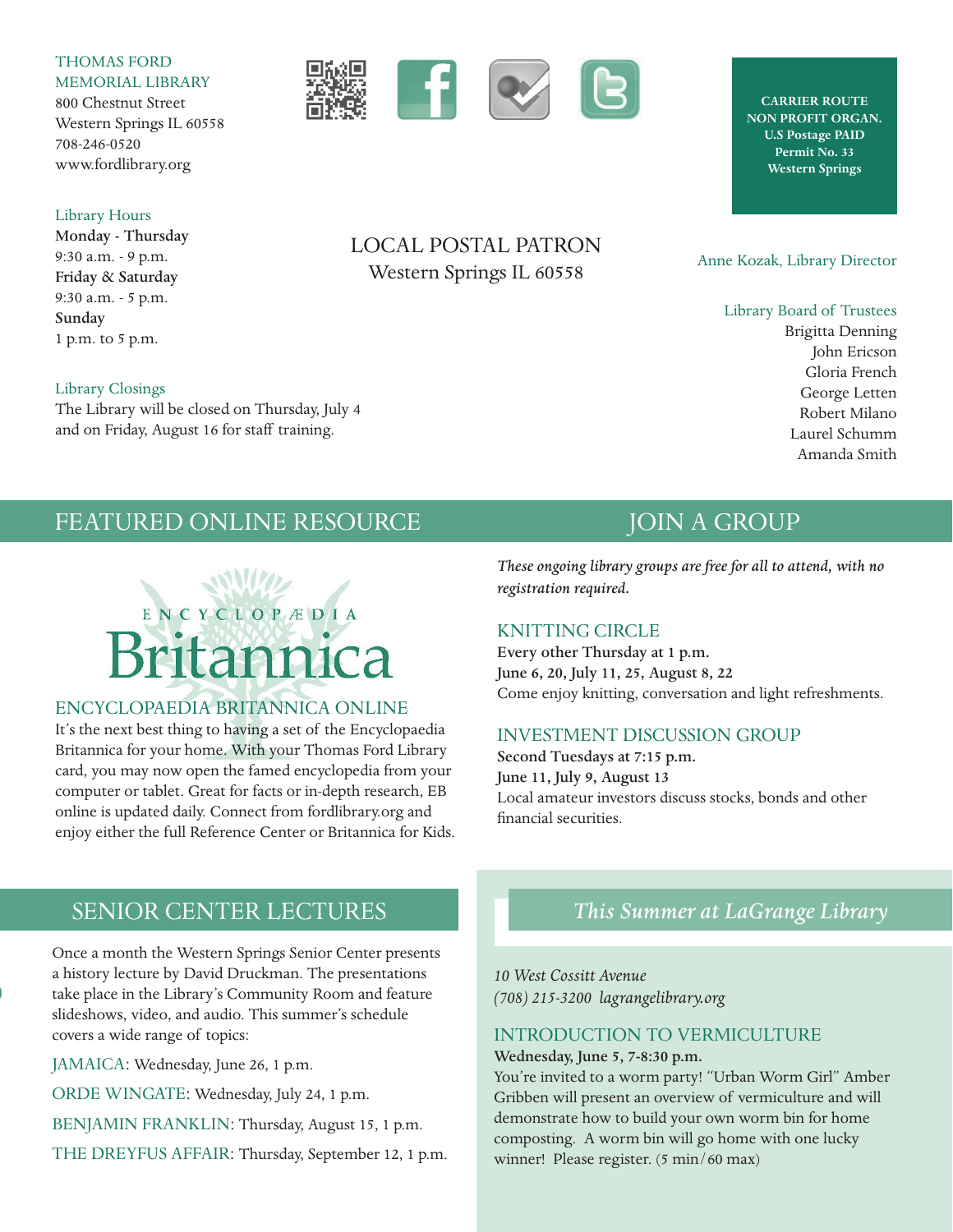THOMAS FORD MEMORIAL LIBRARY
800 Chestnut Street
Western Springs IL 60558
708-246-0520
www.fordlibrary.org

**CARRIER ROUTE**
**NON PROFIT ORGAN.**
**U.S Postage PAID**
**Permit No. 33**
**Western Springs**

LOCAL POSTAL PATRON
Western Springs IL 60558

Library Hours

**Monday - Thursday**
9:30 a.m. - 9 p.m.
**Friday & Saturday**
9:30 a.m. - 5 p.m.
**Sunday**
1 p.m. to 5 p.m.

Library Closings

The Library will be closed on Thursday, July 4 and on Friday, August 16 for staff training.

Anne Kozak, Library Director

Library Board of Trustees

Brigitta Denning
John Ericson
Gloria French
George Letten
Robert Milano
Laurel Schumm
Amanda Smith

## FEATURED ONLINE RESOURCE

ENCYCLOPÆDIA Britannica

### ENCYCLOPAEDIA BRITANNICA ONLINE

It's the next best thing to having a set of the Encyclopaedia Britannica for your home. With your Thomas Ford Library card, you may now open the famed encyclopedia from your computer or tablet. Great for facts or in-depth research, EB online is updated daily. Connect from fordlibrary.org and enjoy either the full Reference Center or Britannica for Kids.

## JOIN A GROUP

*These ongoing library groups are free for all to attend, with no registration required.*

### KNITTING CIRCLE

**Every other Thursday at 1 p.m.**
**June 6, 20, July 11, 25, August 8, 22**
Come enjoy knitting, conversation and light refreshments.

### INVESTMENT DISCUSSION GROUP

**Second Tuesdays at 7:15 p.m.**
**June 11, July 9, August 13**
Local amateur investors discuss stocks, bonds and other financial securities.

## SENIOR CENTER LECTURES

Once a month the Western Springs Senior Center presents a history lecture by David Druckman. The presentations take place in the Library's Community Room and feature slideshows, video, and audio. This summer's schedule covers a wide range of topics:

JAMAICA: Wednesday, June 26, 1 p.m.

ORDE WINGATE: Wednesday, July 24, 1 p.m.

BENJAMIN FRANKLIN: Thursday, August 15, 1 p.m.

THE DREYFUS AFFAIR: Thursday, September 12, 1 p.m.

## *This Summer at LaGrange Library*

*10 West Cossitt Avenue*
*(708) 215-3200 lagrangelibrary.org*

### INTRODUCTION TO VERMICULTURE

**Wednesday, June 5, 7-8:30 p.m.**
You're invited to a worm party! "Urban Worm Girl" Amber Gribben will present an overview of vermiculture and will demonstrate how to build your own worm bin for home composting. A worm bin will go home with one lucky winner! Please register. (5 min/60 max)